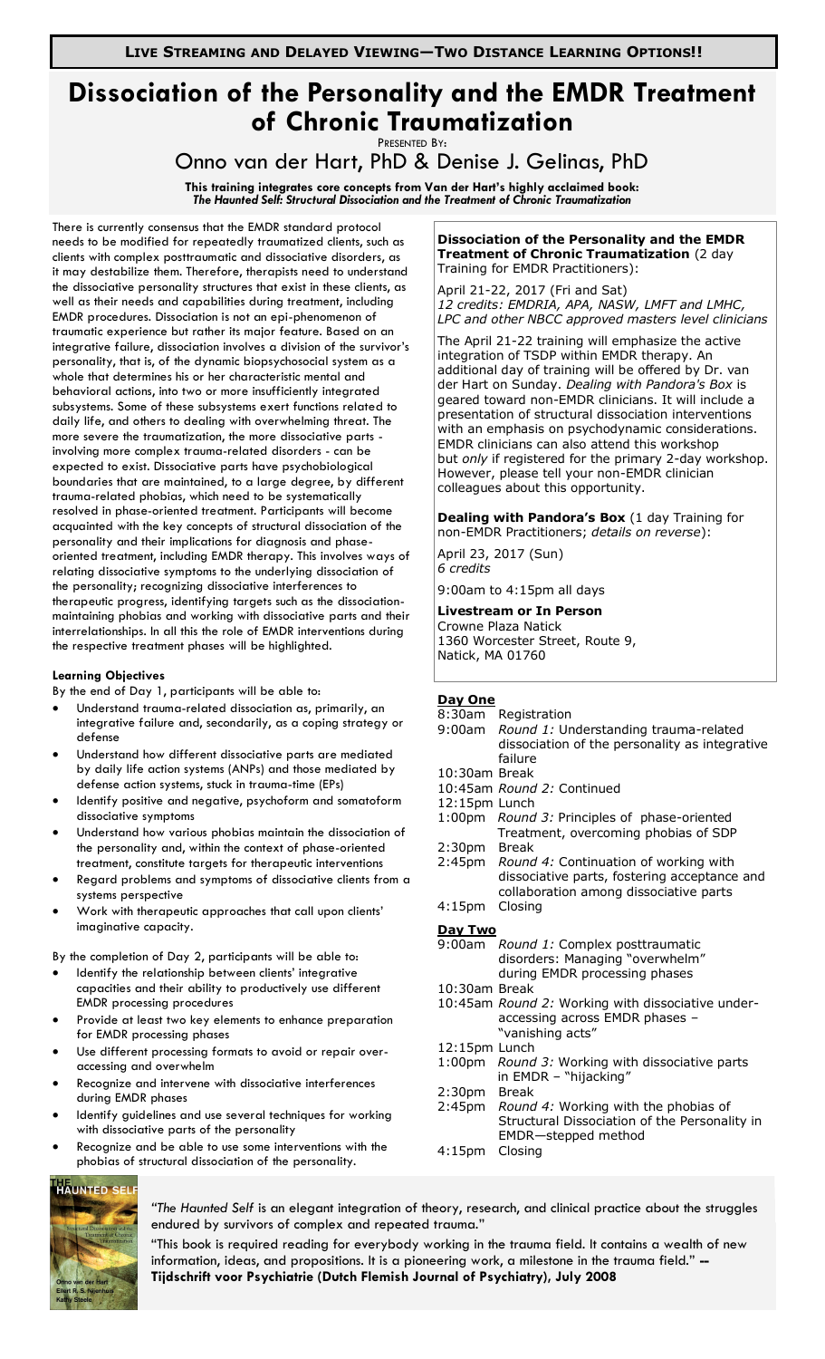**LIVE STREAMING AND DELAYED VIEWING—TWO DISTANCE LEARNING OPTIONS!!**

# Dissociation of the Personality and the EMDR Treatment of Chronic Traumatization

PRESENTED BY:

## Onno van der Hart, PhD & Denise J. Gelinas, PhD

**This training integrates core concepts from Van der Hart's highly acclaimed book:** ***The Haunted Self: Structural Dissociation and the Treatment of Chronic Traumatization***

There is currently consensus that the EMDR standard protocol needs to be modified for repeatedly traumatized clients, such as clients with complex posttraumatic and dissociative disorders, as it may destabilize them. Therefore, therapists need to understand the dissociative personality structures that exist in these clients, as well as their needs and capabilities during treatment, including EMDR procedures. Dissociation is not an epi-phenomenon of traumatic experience but rather its major feature. Based on an integrative failure, dissociation involves a division of the survivor's personality, that is, of the dynamic biopsychosocial system as a whole that determines his or her characteristic mental and behavioral actions, into two or more insufficiently integrated subsystems. Some of these subsystems exert functions related to daily life, and others to dealing with overwhelming threat. The more severe the traumatization, the more dissociative parts - involving more complex trauma-related disorders - can be expected to exist. Dissociative parts have psychobiological boundaries that are maintained, to a large degree, by different trauma-related phobias, which need to be systematically resolved in phase-oriented treatment. Participants will become acquainted with the key concepts of structural dissociation of the personality and their implications for diagnosis and phase-oriented treatment, including EMDR therapy. This involves ways of relating dissociative symptoms to the underlying dissociation of the personality; recognizing dissociative interferences to therapeutic progress, identifying targets such as the dissociation-maintaining phobias and working with dissociative parts and their interrelationships. In all this the role of EMDR interventions during the respective treatment phases will be highlighted.

### Learning Objectives

By the end of Day 1, participants will be able to:

- Understand trauma-related dissociation as, primarily, an integrative failure and, secondarily, as a coping strategy or defense
- Understand how different dissociative parts are mediated by daily life action systems (ANPs) and those mediated by defense action systems, stuck in trauma-time (EPs)
- Identify positive and negative, psychoform and somatoform dissociative symptoms
- Understand how various phobias maintain the dissociation of the personality and, within the context of phase-oriented treatment, constitute targets for therapeutic interventions
- Regard problems and symptoms of dissociative clients from a systems perspective
- Work with therapeutic approaches that call upon clients' imaginative capacity.

By the completion of Day 2, participants will be able to:

- Identify the relationship between clients' integrative capacities and their ability to productively use different EMDR processing procedures
- Provide at least two key elements to enhance preparation for EMDR processing phases
- Use different processing formats to avoid or repair over-accessing and overwhelm
- Recognize and intervene with dissociative interferences during EMDR phases
- Identify guidelines and use several techniques for working with dissociative parts of the personality
- Recognize and be able to use some interventions with the phobias of structural dissociation of the personality.

**Dissociation of the Personality and the EMDR Treatment of Chronic Traumatization** (2 day Training for EMDR Practitioners):

April 21-22, 2017 (Fri and Sat)
*12 credits: EMDRIA, APA, NASW, LMFT and LMHC, LPC and other NBCC approved masters level clinicians*

The April 21-22 training will emphasize the active integration of TSDP within EMDR therapy. An additional day of training will be offered by Dr. van der Hart on Sunday. *Dealing with Pandora's Box* is geared toward non-EMDR clinicians. It will include a presentation of structural dissociation interventions with an emphasis on psychodynamic considerations. EMDR clinicians can also attend this workshop but *only* if registered for the primary 2-day workshop. However, please tell your non-EMDR clinician colleagues about this opportunity.

**Dealing with Pandora's Box** (1 day Training for non-EMDR Practitioners; *details on reverse*):

April 23, 2017 (Sun)
*6 credits*

9:00am to 4:15pm all days

**Livestream or In Person**
Crowne Plaza Natick
1360 Worcester Street, Route 9,
Natick, MA 01760

### Day One

- 8:30am Registration
- 9:00am *Round 1:* Understanding trauma-related dissociation of the personality as integrative failure
- 10:30am Break
- 10:45am *Round 2:* Continued
- 12:15pm Lunch
- 1:00pm *Round 3:* Principles of phase-oriented Treatment, overcoming phobias of SDP
- 2:30pm Break
- 2:45pm *Round 4:* Continuation of working with dissociative parts, fostering acceptance and collaboration among dissociative parts
- 4:15pm Closing

### Day Two

- 9:00am *Round 1:* Complex posttraumatic disorders: Managing "overwhelm" during EMDR processing phases
- 10:30am Break
- 10:45am *Round 2:* Working with dissociative under-accessing across EMDR phases – "vanishing acts"
- 12:15pm Lunch
- 1:00pm *Round 3:* Working with dissociative parts in EMDR – "hijacking"
- 2:30pm Break
- 2:45pm *Round 4:* Working with the phobias of Structural Dissociation of the Personality in EMDR—stepped method
- 4:15pm Closing

"*The Haunted Self* is an elegant integration of theory, research, and clinical practice about the struggles endured by survivors of complex and repeated trauma."

"This book is required reading for everybody working in the trauma field. It contains a wealth of new information, ideas, and propositions. It is a pioneering work, a milestone in the trauma field." **-- Tijdschrift voor Psychiatrie (Dutch Flemish Journal of Psychiatry), July 2008**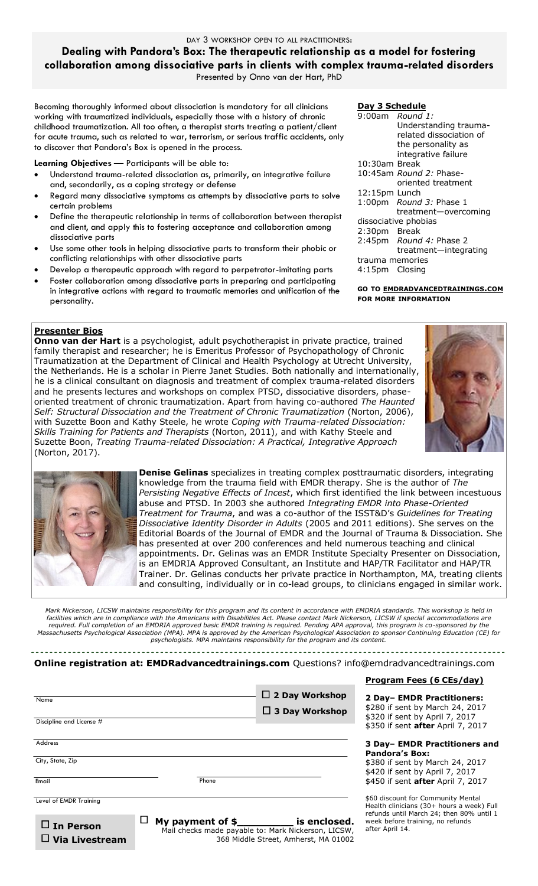DAY 3 WORKSHOP OPEN TO ALL PRACTITIONERS:

# Dealing with Pandora's Box: The therapeutic relationship as a model for fostering collaboration among dissociative parts in clients with complex trauma-related disorders

Presented by Onno van der Hart, PhD

Becoming thoroughly informed about dissociation is mandatory for all clinicians working with traumatized individuals, especially those with a history of chronic childhood traumatization. All too often, a therapist starts treating a patient/client for acute trauma, such as related to war, terrorism, or serious traffic accidents, only to discover that Pandora's Box is opened in the process.

**Learning Objectives —** Participants will be able to:

- Understand trauma-related dissociation as, primarily, an integrative failure and, secondarily, as a coping strategy or defense
- Regard many dissociative symptoms as attempts by dissociative parts to solve certain problems
- Define the therapeutic relationship in terms of collaboration between therapist and client, and apply this to fostering acceptance and collaboration among dissociative parts
- Use some other tools in helping dissociative parts to transform their phobic or conflicting relationships with other dissociative parts
- Develop a therapeutic approach with regard to perpetrator-imitating parts
- Foster collaboration among dissociative parts in preparing and participating in integrative actions with regard to traumatic memories and unification of the personality.

## Day 3 Schedule

9:00am *Round 1:* Understanding trauma-related dissociation of the personality as integrative failure
10:30am Break
10:45am *Round 2:* Phase-oriented treatment
12:15pm Lunch
1:00pm *Round 3:* Phase 1 treatment—overcoming dissociative phobias
2:30pm Break
2:45pm *Round 4:* Phase 2 treatment—integrating trauma memories
4:15pm Closing

**GO TO EMDRADVANCEDTRAININGS.COM FOR MORE INFORMATION**

## Presenter Bios

**Onno van der Hart** is a psychologist, adult psychotherapist in private practice, trained family therapist and researcher; he is Emeritus Professor of Psychopathology of Chronic Traumatization at the Department of Clinical and Health Psychology at Utrecht University, the Netherlands. He is a scholar in Pierre Janet Studies. Both nationally and internationally, he is a clinical consultant on diagnosis and treatment of complex trauma-related disorders and he presents lectures and workshops on complex PTSD, dissociative disorders, phase-oriented treatment of chronic traumatization. Apart from having co-authored *The Haunted Self: Structural Dissociation and the Treatment of Chronic Traumatization* (Norton, 2006), with Suzette Boon and Kathy Steele, he wrote *Coping with Trauma-related Dissociation: Skills Training for Patients and Therapists* (Norton, 2011), and with Kathy Steele and Suzette Boon, *Treating Trauma-related Dissociation: A Practical, Integrative Approach* (Norton, 2017).

**Denise Gelinas** specializes in treating complex posttraumatic disorders, integrating knowledge from the trauma field with EMDR therapy. She is the author of *The Persisting Negative Effects of Incest*, which first identified the link between incestuous abuse and PTSD. In 2003 she authored *Integrating EMDR into Phase-Oriented Treatment for Trauma*, and was a co-author of the ISST&D's *Guidelines for Treating Dissociative Identity Disorder in Adults* (2005 and 2011 editions). She serves on the Editorial Boards of the Journal of EMDR and the Journal of Trauma & Dissociation. She has presented at over 200 conferences and held numerous teaching and clinical appointments. Dr. Gelinas was an EMDR Institute Specialty Presenter on Dissociation, is an EMDRIA Approved Consultant, an Institute and HAP/TR Facilitator and HAP/TR Trainer. Dr. Gelinas conducts her private practice in Northampton, MA, treating clients and consulting, individually or in co-lead groups, to clinicians engaged in similar work.

*Mark Nickerson, LICSW maintains responsibility for this program and its content in accordance with EMDRIA standards. This workshop is held in facilities which are in compliance with the Americans with Disabilities Act. Please contact Mark Nickerson, LICSW if special accommodations are required. Full completion of an EMDRIA approved basic EMDR training is required. Pending APA approval, this program is co-sponsored by the Massachusetts Psychological Association (MPA). MPA is approved by the American Psychological Association to sponsor Continuing Education (CE) for psychologists. MPA maintains responsibility for the program and its content.*

**Online registration at: EMDRadvancedtrainings.com** Questions? info@emdradvancedtrainings.com

Name

Discipline and License #

Address

City, State, Zip

Email

Phone

Level of EMDR Training

☐ 2 Day Workshop
☐ 3 Day Workshop

☐ **In Person**
☐ **Via Livestream**

☐ **My payment of $__________ is enclosed.**
Mail checks made payable to: Mark Nickerson, LICSW, 368 Middle Street, Amherst, MA 01002

## Program Fees (6 CEs/day)

**2 Day– EMDR Practitioners:**
$280 if sent by March 24, 2017
$320 if sent by April 7, 2017
$350 if sent **after** April 7, 2017

**3 Day– EMDR Practitioners and Pandora's Box:**
$380 if sent by March 24, 2017
$420 if sent by April 7, 2017
$450 if sent **after** April 7, 2017

$60 discount for Community Mental Health clinicians (30+ hours a week) Full refunds until March 24; then 80% until 1 week before training, no refunds after April 14.